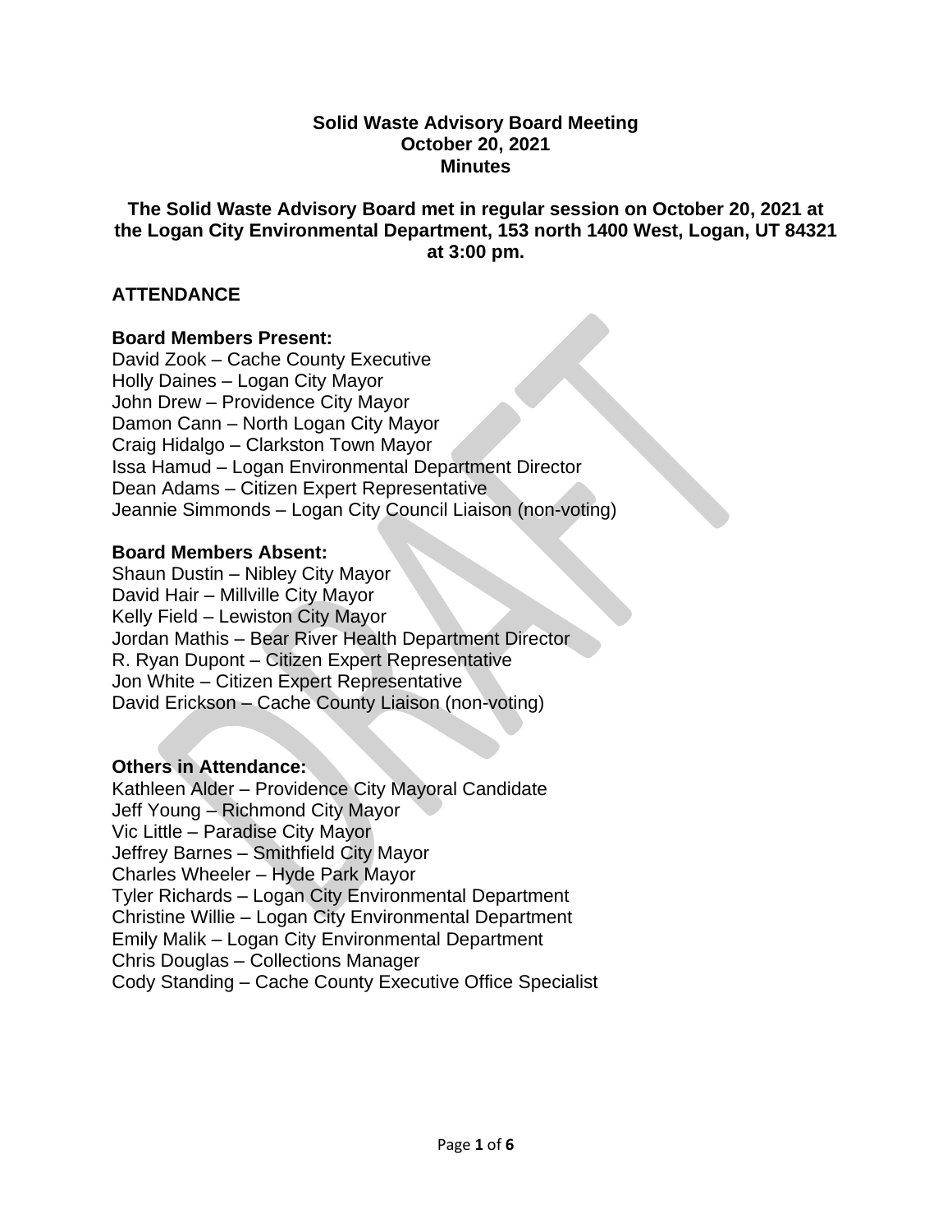**Solid Waste Advisory Board Meeting**
**October 20, 2021**
**Minutes**

**The Solid Waste Advisory Board met in regular session on October 20, 2021 at the Logan City Environmental Department, 153 north 1400 West, Logan, UT 84321 at 3:00 pm.**

## ATTENDANCE

**Board Members Present:**
David Zook – Cache County Executive
Holly Daines – Logan City Mayor
John Drew – Providence City Mayor
Damon Cann – North Logan City Mayor
Craig Hidalgo – Clarkston Town Mayor
Issa Hamud – Logan Environmental Department Director
Dean Adams – Citizen Expert Representative
Jeannie Simmonds – Logan City Council Liaison (non-voting)

**Board Members Absent:**
Shaun Dustin – Nibley City Mayor
David Hair – Millville City Mayor
Kelly Field – Lewiston City Mayor
Jordan Mathis – Bear River Health Department Director
R. Ryan Dupont – Citizen Expert Representative
Jon White – Citizen Expert Representative
David Erickson – Cache County Liaison (non-voting)

**Others in Attendance:**
Kathleen Alder – Providence City Mayoral Candidate
Jeff Young – Richmond City Mayor
Vic Little – Paradise City Mayor
Jeffrey Barnes – Smithfield City Mayor
Charles Wheeler – Hyde Park Mayor
Tyler Richards – Logan City Environmental Department
Christine Willie – Logan City Environmental Department
Emily Malik – Logan City Environmental Department
Chris Douglas – Collections Manager
Cody Standing – Cache County Executive Office Specialist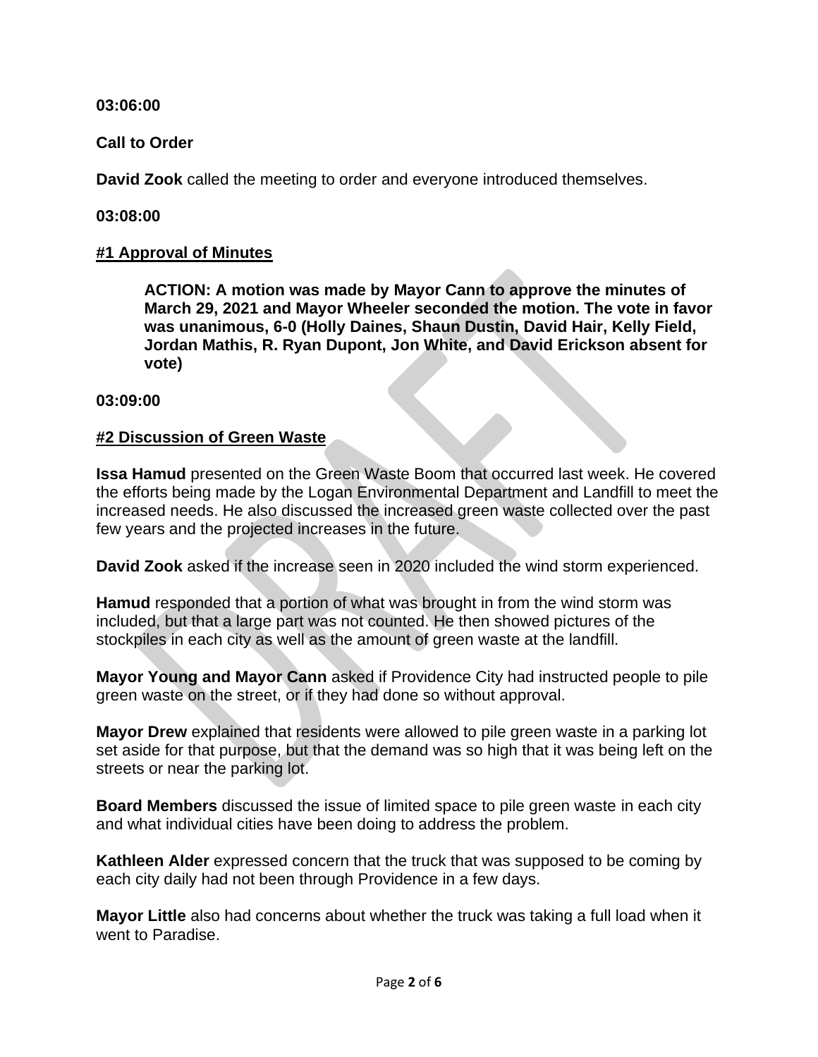**03:06:00**

**Call to Order**

**David Zook** called the meeting to order and everyone introduced themselves.

**03:08:00**

**#1 Approval of Minutes**

> **ACTION: A motion was made by Mayor Cann to approve the minutes of March 29, 2021 and Mayor Wheeler seconded the motion. The vote in favor was unanimous, 6-0 (Holly Daines, Shaun Dustin, David Hair, Kelly Field, Jordan Mathis, R. Ryan Dupont, Jon White, and David Erickson absent for vote)**

**03:09:00**

**#2 Discussion of Green Waste**

**Issa Hamud** presented on the Green Waste Boom that occurred last week. He covered the efforts being made by the Logan Environmental Department and Landfill to meet the increased needs. He also discussed the increased green waste collected over the past few years and the projected increases in the future.

**David Zook** asked if the increase seen in 2020 included the wind storm experienced.

**Hamud** responded that a portion of what was brought in from the wind storm was included, but that a large part was not counted. He then showed pictures of the stockpiles in each city as well as the amount of green waste at the landfill.

**Mayor Young and Mayor Cann** asked if Providence City had instructed people to pile green waste on the street, or if they had done so without approval.

**Mayor Drew** explained that residents were allowed to pile green waste in a parking lot set aside for that purpose, but that the demand was so high that it was being left on the streets or near the parking lot.

**Board Members** discussed the issue of limited space to pile green waste in each city and what individual cities have been doing to address the problem.

**Kathleen Alder** expressed concern that the truck that was supposed to be coming by each city daily had not been through Providence in a few days.

**Mayor Little** also had concerns about whether the truck was taking a full load when it went to Paradise.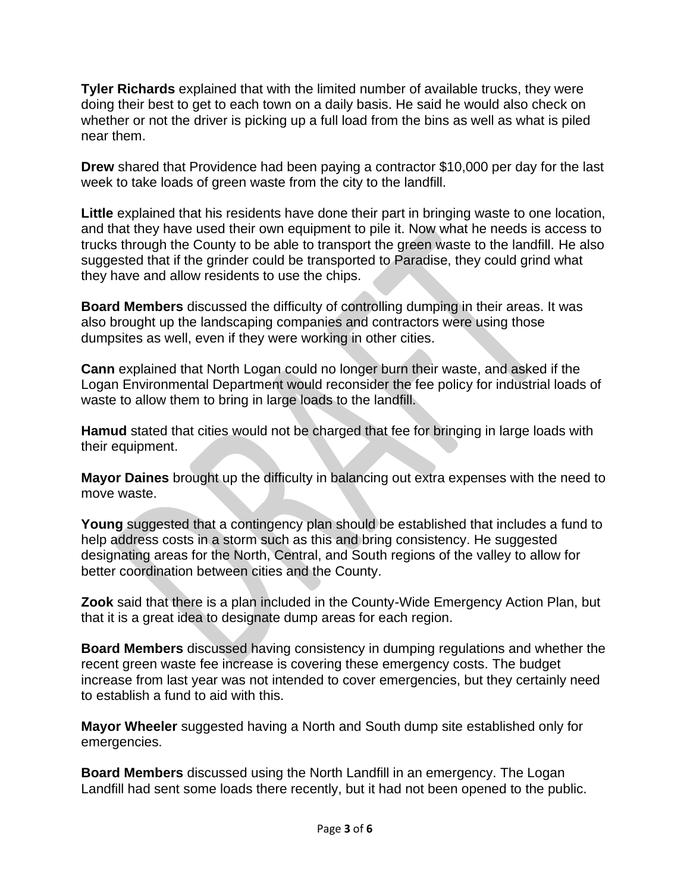**Tyler Richards** explained that with the limited number of available trucks, they were doing their best to get to each town on a daily basis. He said he would also check on whether or not the driver is picking up a full load from the bins as well as what is piled near them.

**Drew** shared that Providence had been paying a contractor $10,000 per day for the last week to take loads of green waste from the city to the landfill.

**Little** explained that his residents have done their part in bringing waste to one location, and that they have used their own equipment to pile it. Now what he needs is access to trucks through the County to be able to transport the green waste to the landfill. He also suggested that if the grinder could be transported to Paradise, they could grind what they have and allow residents to use the chips.

**Board Members** discussed the difficulty of controlling dumping in their areas. It was also brought up the landscaping companies and contractors were using those dumpsites as well, even if they were working in other cities.

**Cann** explained that North Logan could no longer burn their waste, and asked if the Logan Environmental Department would reconsider the fee policy for industrial loads of waste to allow them to bring in large loads to the landfill.

**Hamud** stated that cities would not be charged that fee for bringing in large loads with their equipment.

**Mayor Daines** brought up the difficulty in balancing out extra expenses with the need to move waste.

**Young** suggested that a contingency plan should be established that includes a fund to help address costs in a storm such as this and bring consistency. He suggested designating areas for the North, Central, and South regions of the valley to allow for better coordination between cities and the County.

**Zook** said that there is a plan included in the County-Wide Emergency Action Plan, but that it is a great idea to designate dump areas for each region.

**Board Members** discussed having consistency in dumping regulations and whether the recent green waste fee increase is covering these emergency costs. The budget increase from last year was not intended to cover emergencies, but they certainly need to establish a fund to aid with this.

**Mayor Wheeler** suggested having a North and South dump site established only for emergencies.

**Board Members** discussed using the North Landfill in an emergency. The Logan Landfill had sent some loads there recently, but it had not been opened to the public.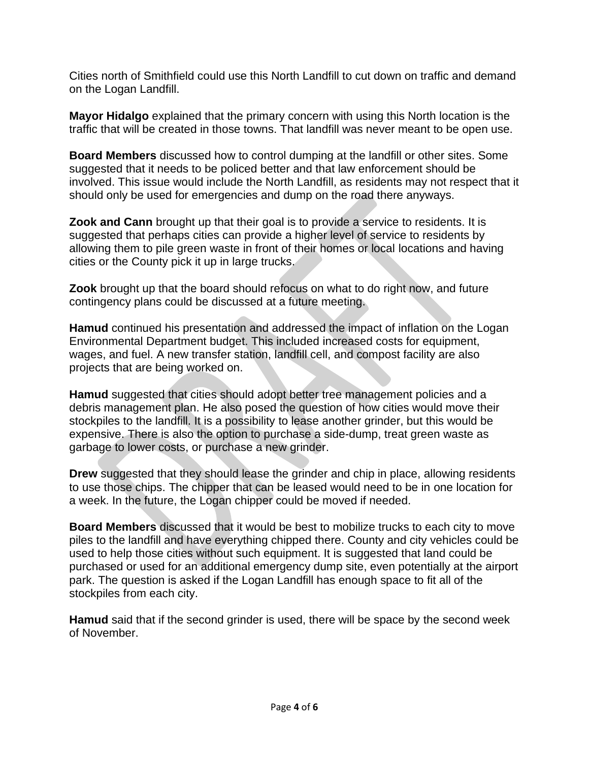Cities north of Smithfield could use this North Landfill to cut down on traffic and demand on the Logan Landfill.

**Mayor Hidalgo** explained that the primary concern with using this North location is the traffic that will be created in those towns. That landfill was never meant to be open use.

**Board Members** discussed how to control dumping at the landfill or other sites. Some suggested that it needs to be policed better and that law enforcement should be involved. This issue would include the North Landfill, as residents may not respect that it should only be used for emergencies and dump on the road there anyways.

**Zook and Cann** brought up that their goal is to provide a service to residents. It is suggested that perhaps cities can provide a higher level of service to residents by allowing them to pile green waste in front of their homes or local locations and having cities or the County pick it up in large trucks.

**Zook** brought up that the board should refocus on what to do right now, and future contingency plans could be discussed at a future meeting.

**Hamud** continued his presentation and addressed the impact of inflation on the Logan Environmental Department budget. This included increased costs for equipment, wages, and fuel. A new transfer station, landfill cell, and compost facility are also projects that are being worked on.

**Hamud** suggested that cities should adopt better tree management policies and a debris management plan. He also posed the question of how cities would move their stockpiles to the landfill. It is a possibility to lease another grinder, but this would be expensive. There is also the option to purchase a side-dump, treat green waste as garbage to lower costs, or purchase a new grinder.

**Drew** suggested that they should lease the grinder and chip in place, allowing residents to use those chips. The chipper that can be leased would need to be in one location for a week. In the future, the Logan chipper could be moved if needed.

**Board Members** discussed that it would be best to mobilize trucks to each city to move piles to the landfill and have everything chipped there. County and city vehicles could be used to help those cities without such equipment. It is suggested that land could be purchased or used for an additional emergency dump site, even potentially at the airport park. The question is asked if the Logan Landfill has enough space to fit all of the stockpiles from each city.

**Hamud** said that if the second grinder is used, there will be space by the second week of November.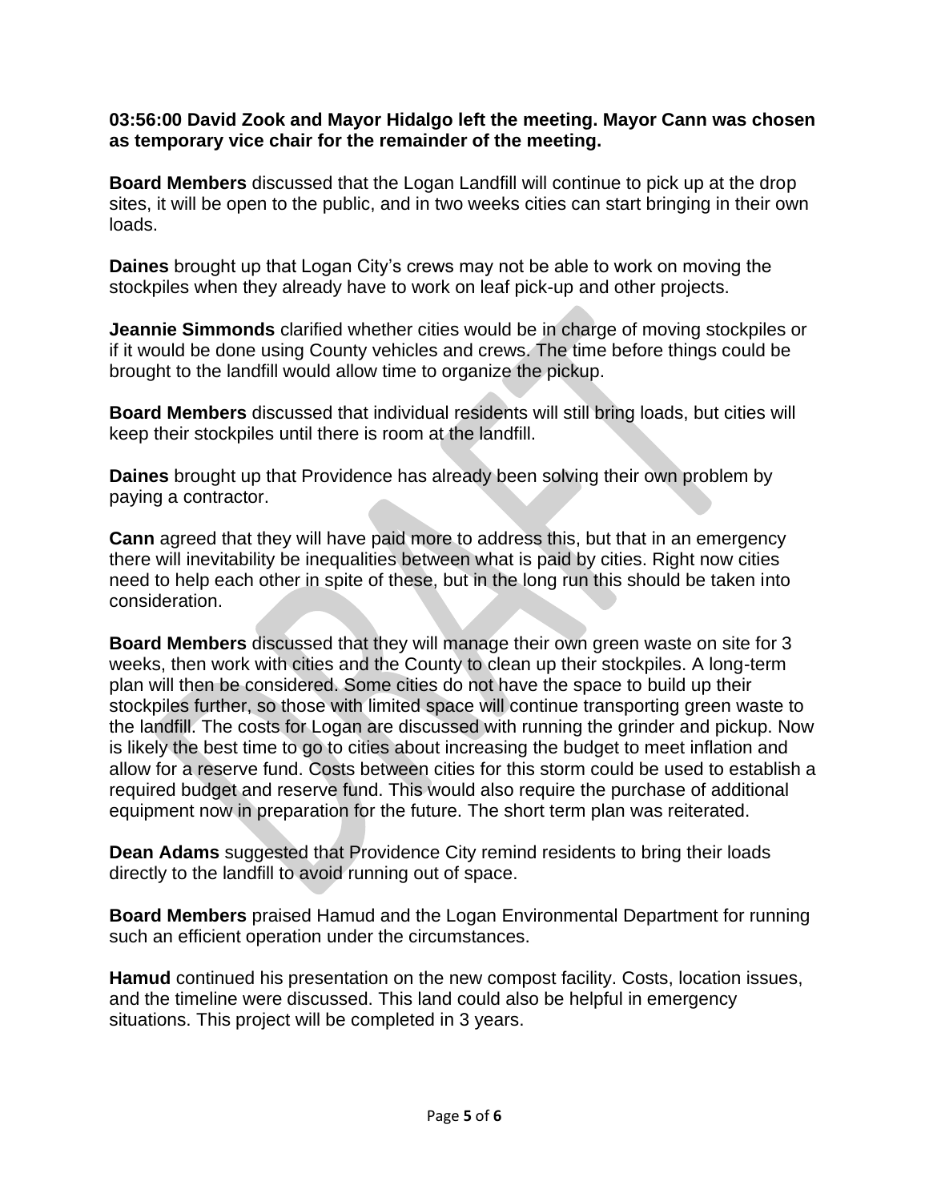**03:56:00 David Zook and Mayor Hidalgo left the meeting. Mayor Cann was chosen as temporary vice chair for the remainder of the meeting.**

**Board Members** discussed that the Logan Landfill will continue to pick up at the drop sites, it will be open to the public, and in two weeks cities can start bringing in their own loads.

**Daines** brought up that Logan City's crews may not be able to work on moving the stockpiles when they already have to work on leaf pick-up and other projects.

**Jeannie Simmonds** clarified whether cities would be in charge of moving stockpiles or if it would be done using County vehicles and crews. The time before things could be brought to the landfill would allow time to organize the pickup.

**Board Members** discussed that individual residents will still bring loads, but cities will keep their stockpiles until there is room at the landfill.

**Daines** brought up that Providence has already been solving their own problem by paying a contractor.

**Cann** agreed that they will have paid more to address this, but that in an emergency there will inevitability be inequalities between what is paid by cities. Right now cities need to help each other in spite of these, but in the long run this should be taken into consideration.

**Board Members** discussed that they will manage their own green waste on site for 3 weeks, then work with cities and the County to clean up their stockpiles. A long-term plan will then be considered. Some cities do not have the space to build up their stockpiles further, so those with limited space will continue transporting green waste to the landfill. The costs for Logan are discussed with running the grinder and pickup. Now is likely the best time to go to cities about increasing the budget to meet inflation and allow for a reserve fund. Costs between cities for this storm could be used to establish a required budget and reserve fund. This would also require the purchase of additional equipment now in preparation for the future. The short term plan was reiterated.

**Dean Adams** suggested that Providence City remind residents to bring their loads directly to the landfill to avoid running out of space.

**Board Members** praised Hamud and the Logan Environmental Department for running such an efficient operation under the circumstances.

**Hamud** continued his presentation on the new compost facility. Costs, location issues, and the timeline were discussed. This land could also be helpful in emergency situations. This project will be completed in 3 years.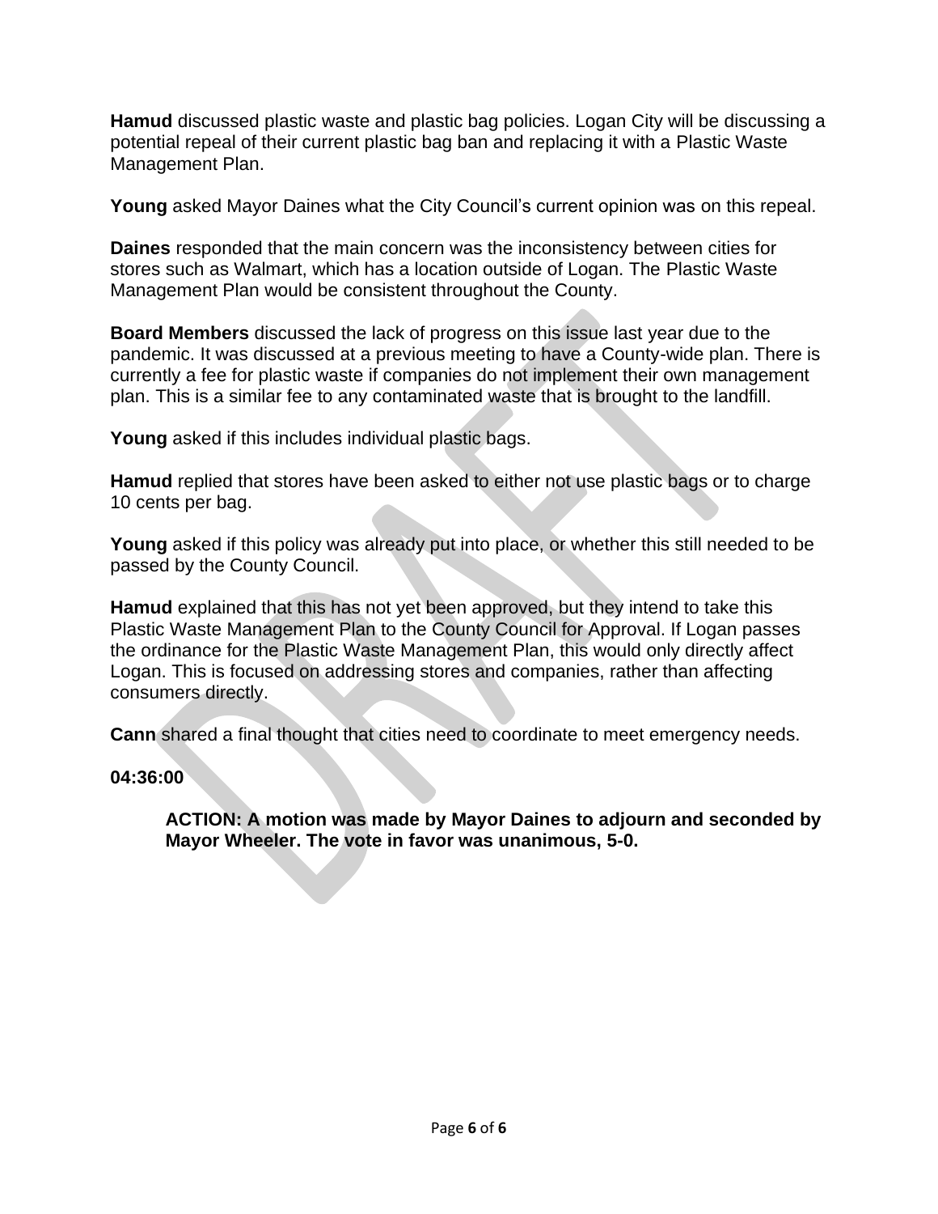**Hamud** discussed plastic waste and plastic bag policies. Logan City will be discussing a potential repeal of their current plastic bag ban and replacing it with a Plastic Waste Management Plan.

**Young** asked Mayor Daines what the City Council's current opinion was on this repeal.

**Daines** responded that the main concern was the inconsistency between cities for stores such as Walmart, which has a location outside of Logan. The Plastic Waste Management Plan would be consistent throughout the County.

**Board Members** discussed the lack of progress on this issue last year due to the pandemic. It was discussed at a previous meeting to have a County-wide plan. There is currently a fee for plastic waste if companies do not implement their own management plan. This is a similar fee to any contaminated waste that is brought to the landfill.

**Young** asked if this includes individual plastic bags.

**Hamud** replied that stores have been asked to either not use plastic bags or to charge 10 cents per bag.

**Young** asked if this policy was already put into place, or whether this still needed to be passed by the County Council.

**Hamud** explained that this has not yet been approved, but they intend to take this Plastic Waste Management Plan to the County Council for Approval. If Logan passes the ordinance for the Plastic Waste Management Plan, this would only directly affect Logan. This is focused on addressing stores and companies, rather than affecting consumers directly.

**Cann** shared a final thought that cities need to coordinate to meet emergency needs.

**04:36:00**

> **ACTION: A motion was made by Mayor Daines to adjourn and seconded by Mayor Wheeler. The vote in favor was unanimous, 5-0.**